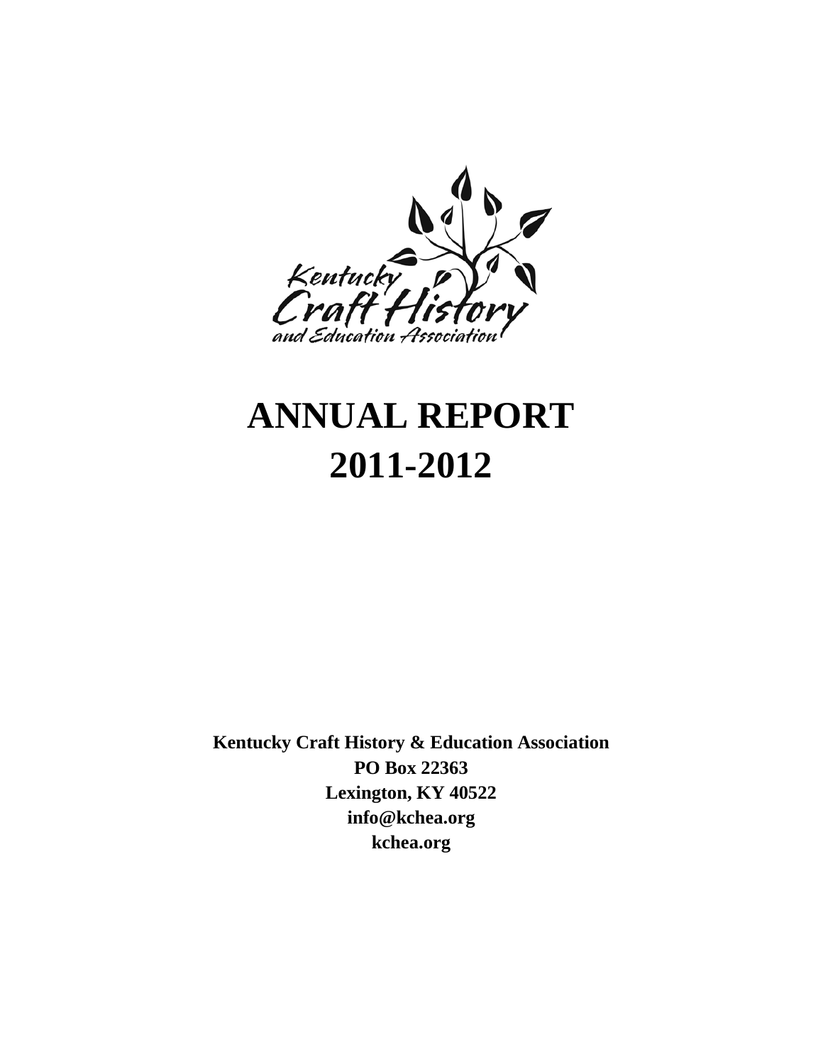# ANNUAL REPORT
# 2011-2012

**Kentucky Craft History & Education Association**
**PO Box 22363**
**Lexington, KY 40522**
**info@kchea.org**
**kchea.org**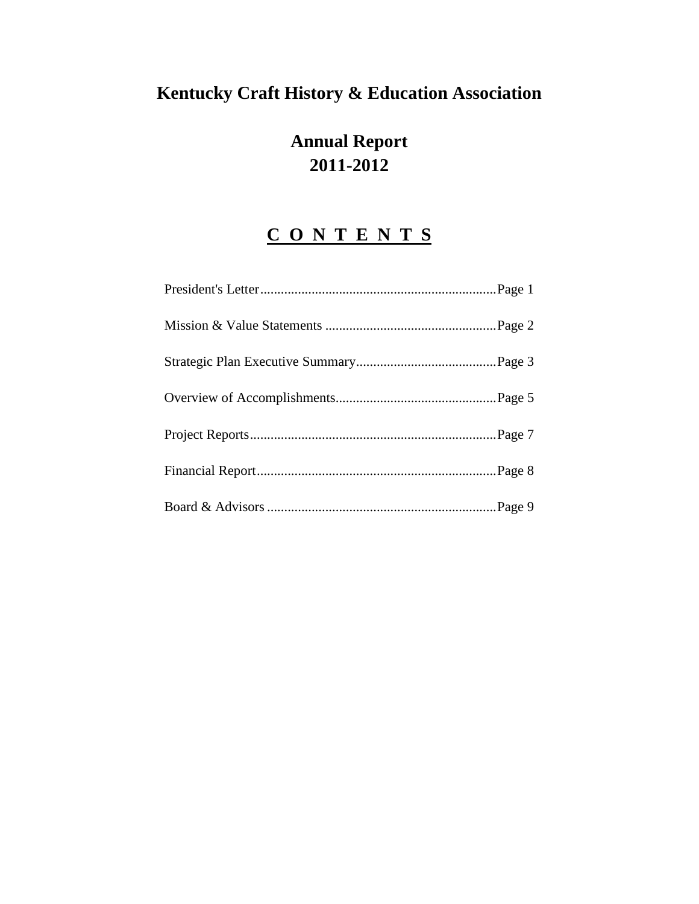# Kentucky Craft History & Education Association

## Annual Report
## 2011-2012

### C O N T E N T S

President's Letter......................................................................Page 1

Mission & Value Statements ..................................................Page 2

Strategic Plan Executive Summary.........................................Page 3

Overview of Accomplishments...............................................Page 5

Project Reports........................................................................Page 7

Financial Report......................................................................Page 8

Board & Advisors ...................................................................Page 9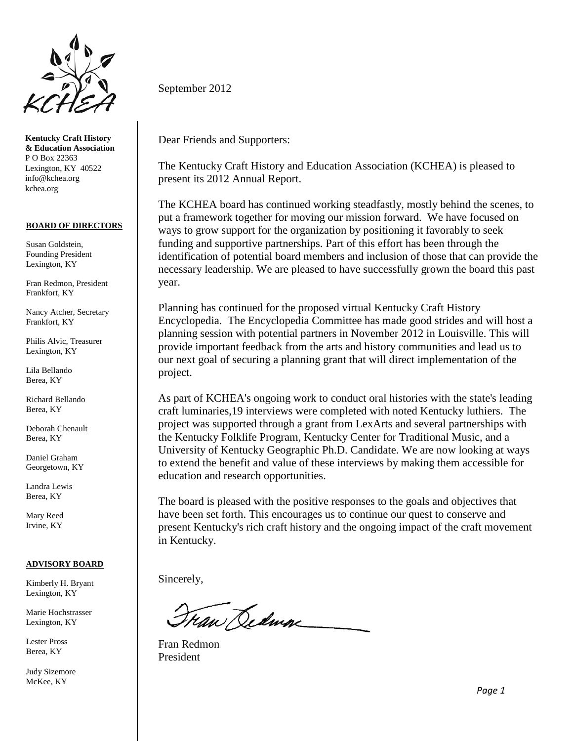**Kentucky Craft History & Education Association**
P O Box 22363
Lexington, KY 40522
info@kchea.org
kchea.org

**BOARD OF DIRECTORS**

Susan Goldstein, Founding President
Lexington, KY

Fran Redmon, President
Frankfort, KY

Nancy Atcher, Secretary
Frankfort, KY

Philis Alvic, Treasurer
Lexington, KY

Lila Bellando
Berea, KY

Richard Bellando
Berea, KY

Deborah Chenault
Berea, KY

Daniel Graham
Georgetown, KY

Landra Lewis
Berea, KY

Mary Reed
Irvine, KY

**ADVISORY BOARD**

Kimberly H. Bryant
Lexington, KY

Marie Hochstrasser
Lexington, KY

Lester Pross
Berea, KY

Judy Sizemore
McKee, KY

September 2012

Dear Friends and Supporters:

The Kentucky Craft History and Education Association (KCHEA) is pleased to present its 2012 Annual Report.

The KCHEA board has continued working steadfastly, mostly behind the scenes, to put a framework together for moving our mission forward. We have focused on ways to grow support for the organization by positioning it favorably to seek funding and supportive partnerships. Part of this effort has been through the identification of potential board members and inclusion of those that can provide the necessary leadership. We are pleased to have successfully grown the board this past year.

Planning has continued for the proposed virtual Kentucky Craft History Encyclopedia. The Encyclopedia Committee has made good strides and will host a planning session with potential partners in November 2012 in Louisville. This will provide important feedback from the arts and history communities and lead us to our next goal of securing a planning grant that will direct implementation of the project.

As part of KCHEA's ongoing work to conduct oral histories with the state's leading craft luminaries,19 interviews were completed with noted Kentucky luthiers. The project was supported through a grant from LexArts and several partnerships with the Kentucky Folklife Program, Kentucky Center for Traditional Music, and a University of Kentucky Geographic Ph.D. Candidate. We are now looking at ways to extend the benefit and value of these interviews by making them accessible for education and research opportunities.

The board is pleased with the positive responses to the goals and objectives that have been set forth. This encourages us to continue our quest to conserve and present Kentucky's rich craft history and the ongoing impact of the craft movement in Kentucky.

Sincerely,

Fran Redmon
President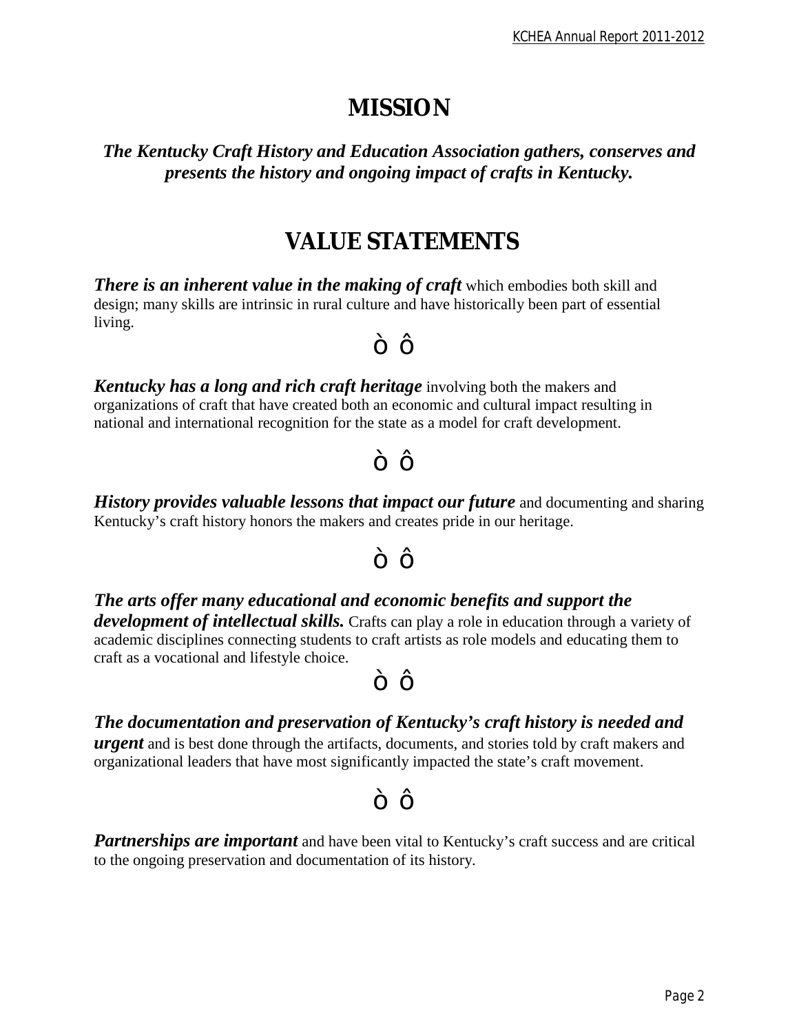# MISSION

***The Kentucky Craft History and Education Association gathers, conserves and presents the history and ongoing impact of crafts in Kentucky.***

# VALUE STATEMENTS

***There is an inherent value in the making of craft*** which embodies both skill and design; many skills are intrinsic in rural culture and have historically been part of essential living.

ò ô

***Kentucky has a long and rich craft heritage*** involving both the makers and organizations of craft that have created both an economic and cultural impact resulting in national and international recognition for the state as a model for craft development.

ò ô

***History provides valuable lessons that impact our future*** and documenting and sharing Kentucky's craft history honors the makers and creates pride in our heritage.

ò ô

***The arts offer many educational and economic benefits and support the development of intellectual skills.*** Crafts can play a role in education through a variety of academic disciplines connecting students to craft artists as role models and educating them to craft as a vocational and lifestyle choice.

ò ô

***The documentation and preservation of Kentucky's craft history is needed and urgent*** and is best done through the artifacts, documents, and stories told by craft makers and organizational leaders that have most significantly impacted the state's craft movement.

ò ô

***Partnerships are important*** and have been vital to Kentucky's craft success and are critical to the ongoing preservation and documentation of its history.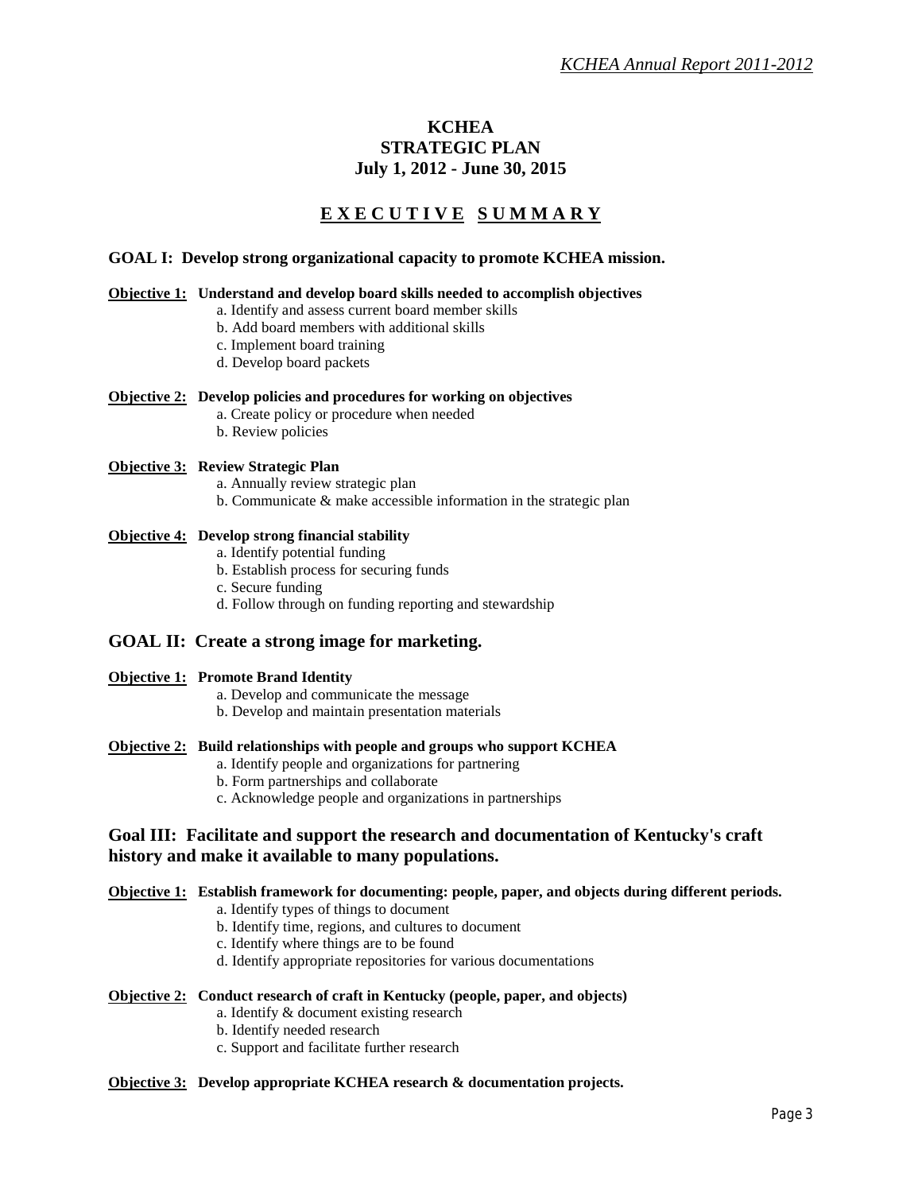# KCHEA
# STRATEGIC PLAN
# July 1, 2012 - June 30, 2015

## E X E C U T I V E   S U M M A R Y

### GOAL I: Develop strong organizational capacity to promote KCHEA mission.

**Objective 1: Understand and develop board skills needed to accomplish objectives**

a. Identify and assess current board member skills
b. Add board members with additional skills
c. Implement board training
d. Develop board packets

**Objective 2: Develop policies and procedures for working on objectives**

a. Create policy or procedure when needed
b. Review policies

**Objective 3: Review Strategic Plan**

a. Annually review strategic plan
b. Communicate & make accessible information in the strategic plan

**Objective 4: Develop strong financial stability**

a. Identify potential funding
b. Establish process for securing funds
c. Secure funding
d. Follow through on funding reporting and stewardship

### GOAL II: Create a strong image for marketing.

**Objective 1: Promote Brand Identity**

a. Develop and communicate the message
b. Develop and maintain presentation materials

**Objective 2: Build relationships with people and groups who support KCHEA**

a. Identify people and organizations for partnering
b. Form partnerships and collaborate
c. Acknowledge people and organizations in partnerships

### Goal III: Facilitate and support the research and documentation of Kentucky's craft history and make it available to many populations.

**Objective 1: Establish framework for documenting: people, paper, and objects during different periods.**

a. Identify types of things to document
b. Identify time, regions, and cultures to document
c. Identify where things are to be found
d. Identify appropriate repositories for various documentations

**Objective 2: Conduct research of craft in Kentucky (people, paper, and objects)**

a. Identify & document existing research
b. Identify needed research
c. Support and facilitate further research

**Objective 3: Develop appropriate KCHEA research & documentation projects.**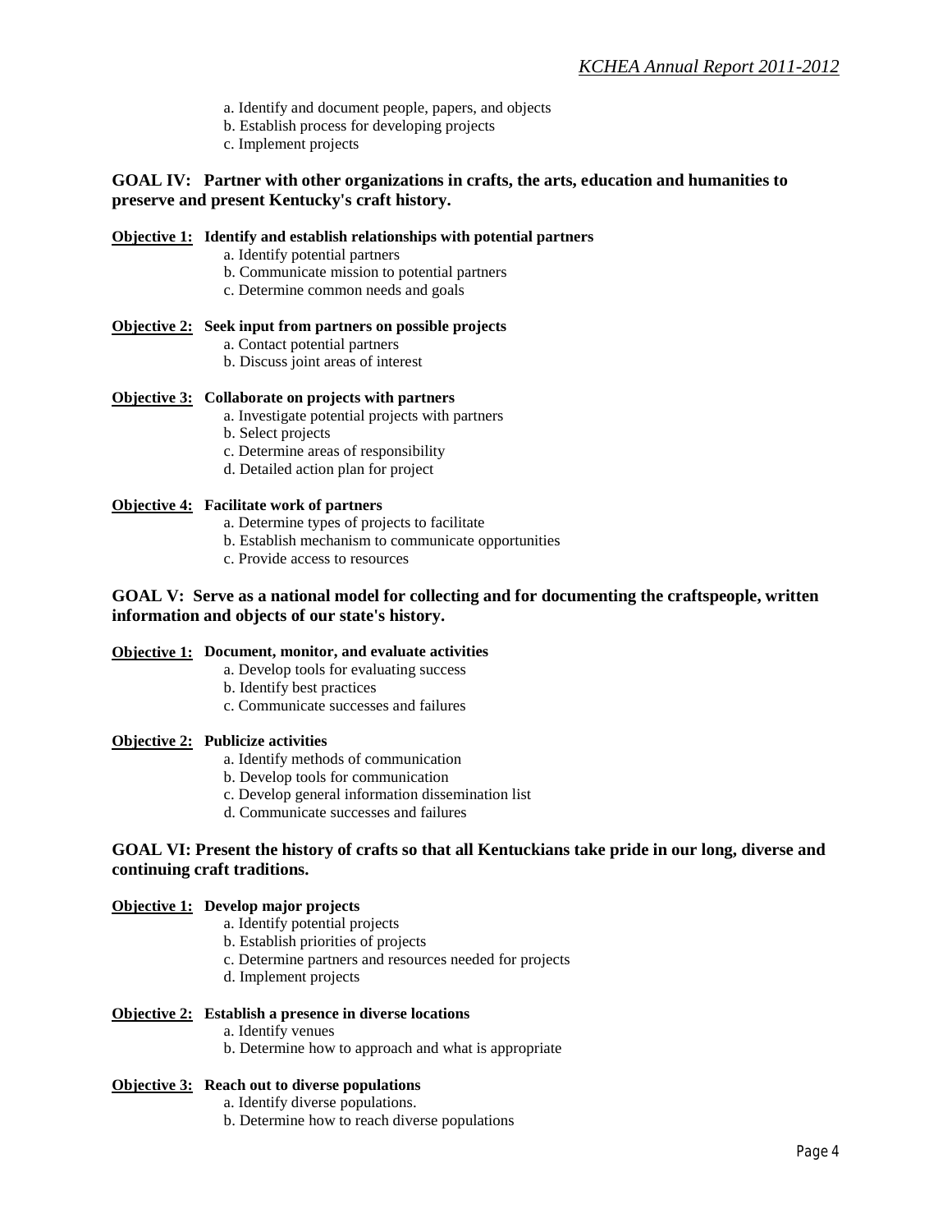a. Identify and document people, papers, and objects
b. Establish process for developing projects
c. Implement projects

**GOAL IV: Partner with other organizations in crafts, the arts, education and humanities to preserve and present Kentucky's craft history.**

**Objective 1: Identify and establish relationships with potential partners**

a. Identify potential partners
b. Communicate mission to potential partners
c. Determine common needs and goals

**Objective 2: Seek input from partners on possible projects**

a. Contact potential partners
b. Discuss joint areas of interest

**Objective 3: Collaborate on projects with partners**

a. Investigate potential projects with partners
b. Select projects
c. Determine areas of responsibility
d. Detailed action plan for project

**Objective 4: Facilitate work of partners**

a. Determine types of projects to facilitate
b. Establish mechanism to communicate opportunities
c. Provide access to resources

**GOAL V: Serve as a national model for collecting and for documenting the craftspeople, written information and objects of our state's history.**

**Objective 1: Document, monitor, and evaluate activities**

a. Develop tools for evaluating success
b. Identify best practices
c. Communicate successes and failures

**Objective 2: Publicize activities**

a. Identify methods of communication
b. Develop tools for communication
c. Develop general information dissemination list
d. Communicate successes and failures

**GOAL VI: Present the history of crafts so that all Kentuckians take pride in our long, diverse and continuing craft traditions.**

**Objective 1: Develop major projects**

a. Identify potential projects
b. Establish priorities of projects
c. Determine partners and resources needed for projects
d. Implement projects

**Objective 2: Establish a presence in diverse locations**

a. Identify venues
b. Determine how to approach and what is appropriate

**Objective 3: Reach out to diverse populations**

a. Identify diverse populations.
b. Determine how to reach diverse populations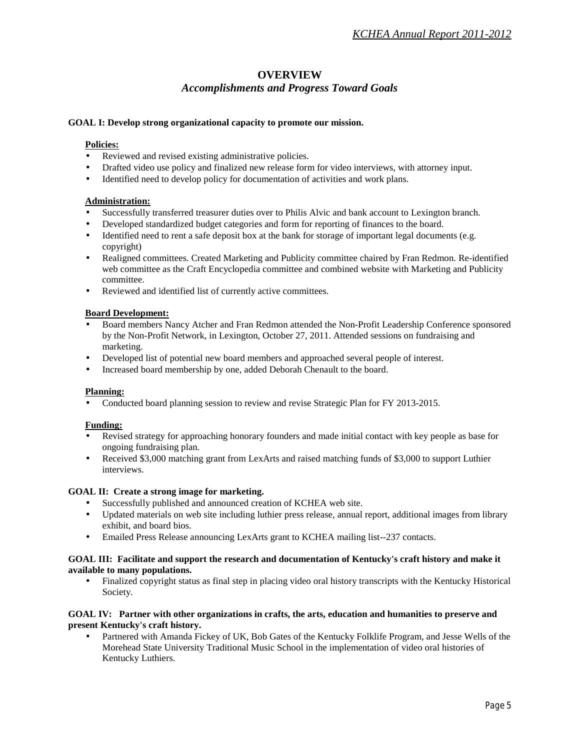# OVERVIEW

## *Accomplishments and Progress Toward Goals*

**GOAL I: Develop strong organizational capacity to promote our mission.**

**Policies:**

- Reviewed and revised existing administrative policies.
- Drafted video use policy and finalized new release form for video interviews, with attorney input.
- Identified need to develop policy for documentation of activities and work plans.

**Administration:**

- Successfully transferred treasurer duties over to Philis Alvic and bank account to Lexington branch.
- Developed standardized budget categories and form for reporting of finances to the board.
- Identified need to rent a safe deposit box at the bank for storage of important legal documents (e.g. copyright)
- Realigned committees. Created Marketing and Publicity committee chaired by Fran Redmon. Re-identified web committee as the Craft Encyclopedia committee and combined website with Marketing and Publicity committee.
- Reviewed and identified list of currently active committees.

**Board Development:**

- Board members Nancy Atcher and Fran Redmon attended the Non-Profit Leadership Conference sponsored by the Non-Profit Network, in Lexington, October 27, 2011. Attended sessions on fundraising and marketing.
- Developed list of potential new board members and approached several people of interest.
- Increased board membership by one, added Deborah Chenault to the board.

**Planning:**

- Conducted board planning session to review and revise Strategic Plan for FY 2013-2015.

**Funding:**

- Revised strategy for approaching honorary founders and made initial contact with key people as base for ongoing fundraising plan.
- Received $3,000 matching grant from LexArts and raised matching funds of $3,000 to support Luthier interviews.

**GOAL II: Create a strong image for marketing.**

- Successfully published and announced creation of KCHEA web site.
- Updated materials on web site including luthier press release, annual report, additional images from library exhibit, and board bios.
- Emailed Press Release announcing LexArts grant to KCHEA mailing list--237 contacts.

**GOAL III: Facilitate and support the research and documentation of Kentucky's craft history and make it available to many populations.**

- Finalized copyright status as final step in placing video oral history transcripts with the Kentucky Historical Society.

**GOAL IV: Partner with other organizations in crafts, the arts, education and humanities to preserve and present Kentucky's craft history.**

- Partnered with Amanda Fickey of UK, Bob Gates of the Kentucky Folklife Program, and Jesse Wells of the Morehead State University Traditional Music School in the implementation of video oral histories of Kentucky Luthiers.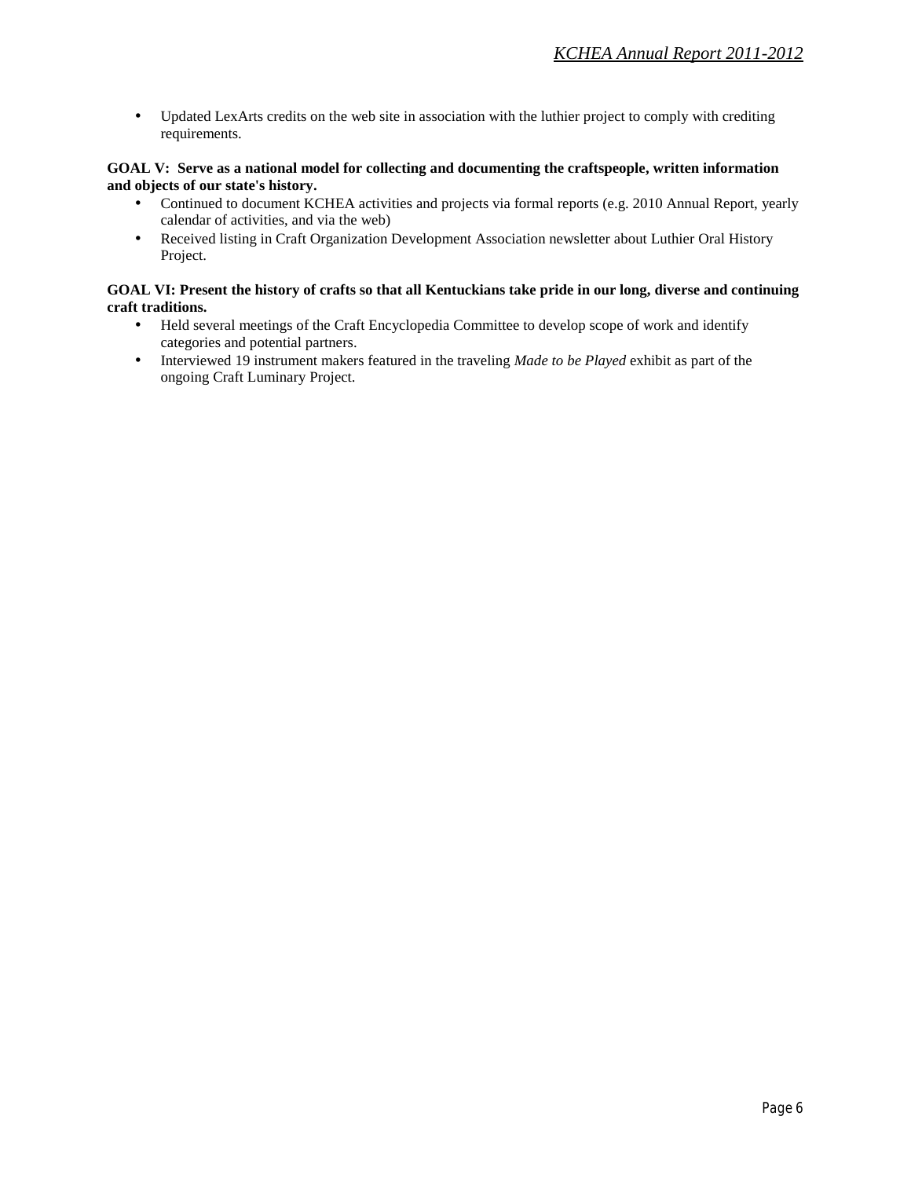- Updated LexArts credits on the web site in association with the luthier project to comply with crediting requirements.

**GOAL V: Serve as a national model for collecting and documenting the craftspeople, written information and objects of our state's history.**

- Continued to document KCHEA activities and projects via formal reports (e.g. 2010 Annual Report, yearly calendar of activities, and via the web)
- Received listing in Craft Organization Development Association newsletter about Luthier Oral History Project.

**GOAL VI: Present the history of crafts so that all Kentuckians take pride in our long, diverse and continuing craft traditions.**

- Held several meetings of the Craft Encyclopedia Committee to develop scope of work and identify categories and potential partners.
- Interviewed 19 instrument makers featured in the traveling *Made to be Played* exhibit as part of the ongoing Craft Luminary Project.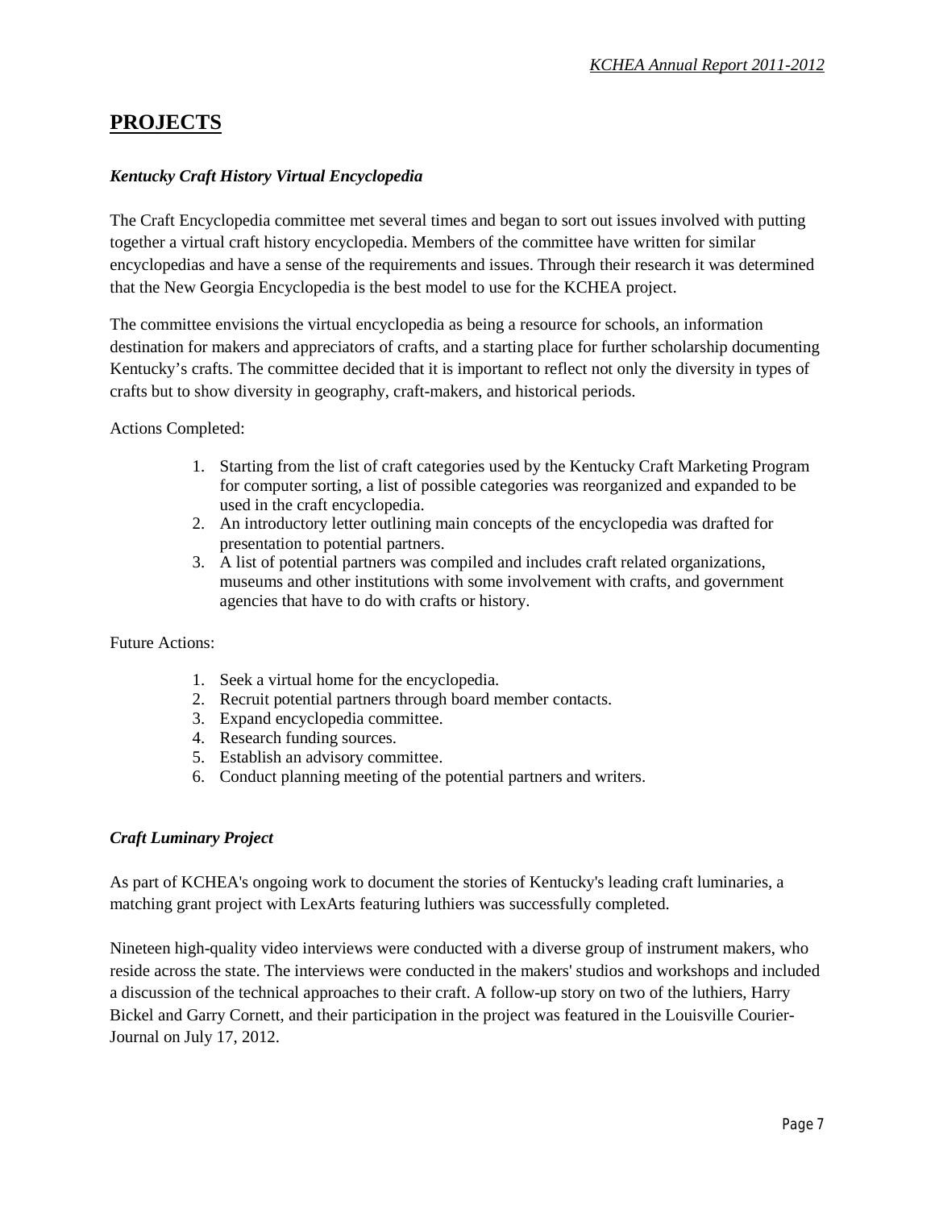# PROJECTS

### *Kentucky Craft History Virtual Encyclopedia*

The Craft Encyclopedia committee met several times and began to sort out issues involved with putting together a virtual craft history encyclopedia. Members of the committee have written for similar encyclopedias and have a sense of the requirements and issues. Through their research it was determined that the New Georgia Encyclopedia is the best model to use for the KCHEA project.

The committee envisions the virtual encyclopedia as being a resource for schools, an information destination for makers and appreciators of crafts, and a starting place for further scholarship documenting Kentucky's crafts. The committee decided that it is important to reflect not only the diversity in types of crafts but to show diversity in geography, craft-makers, and historical periods.

Actions Completed:

1. Starting from the list of craft categories used by the Kentucky Craft Marketing Program for computer sorting, a list of possible categories was reorganized and expanded to be used in the craft encyclopedia.
2. An introductory letter outlining main concepts of the encyclopedia was drafted for presentation to potential partners.
3. A list of potential partners was compiled and includes craft related organizations, museums and other institutions with some involvement with crafts, and government agencies that have to do with crafts or history.

Future Actions:

1. Seek a virtual home for the encyclopedia.
2. Recruit potential partners through board member contacts.
3. Expand encyclopedia committee.
4. Research funding sources.
5. Establish an advisory committee.
6. Conduct planning meeting of the potential partners and writers.

### *Craft Luminary Project*

As part of KCHEA's ongoing work to document the stories of Kentucky's leading craft luminaries, a matching grant project with LexArts featuring luthiers was successfully completed.

Nineteen high-quality video interviews were conducted with a diverse group of instrument makers, who reside across the state. The interviews were conducted in the makers' studios and workshops and included a discussion of the technical approaches to their craft. A follow-up story on two of the luthiers, Harry Bickel and Garry Cornett, and their participation in the project was featured in the Louisville Courier-Journal on July 17, 2012.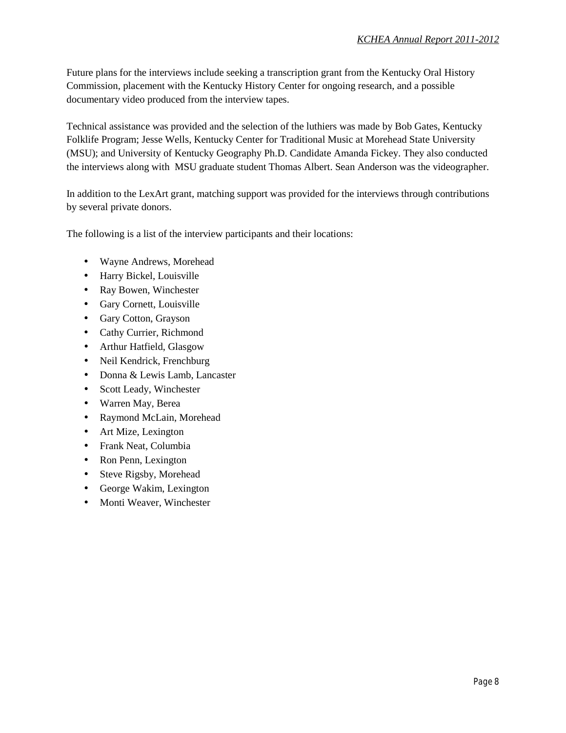Future plans for the interviews include seeking a transcription grant from the Kentucky Oral History Commission, placement with the Kentucky History Center for ongoing research, and a possible documentary video produced from the interview tapes.

Technical assistance was provided and the selection of the luthiers was made by Bob Gates, Kentucky Folklife Program; Jesse Wells, Kentucky Center for Traditional Music at Morehead State University (MSU); and University of Kentucky Geography Ph.D. Candidate Amanda Fickey. They also conducted the interviews along with MSU graduate student Thomas Albert. Sean Anderson was the videographer.

In addition to the LexArt grant, matching support was provided for the interviews through contributions by several private donors.

The following is a list of the interview participants and their locations:

- Wayne Andrews, Morehead
- Harry Bickel, Louisville
- Ray Bowen, Winchester
- Gary Cornett, Louisville
- Gary Cotton, Grayson
- Cathy Currier, Richmond
- Arthur Hatfield, Glasgow
- Neil Kendrick, Frenchburg
- Donna & Lewis Lamb, Lancaster
- Scott Leady, Winchester
- Warren May, Berea
- Raymond McLain, Morehead
- Art Mize, Lexington
- Frank Neat, Columbia
- Ron Penn, Lexington
- Steve Rigsby, Morehead
- George Wakim, Lexington
- Monti Weaver, Winchester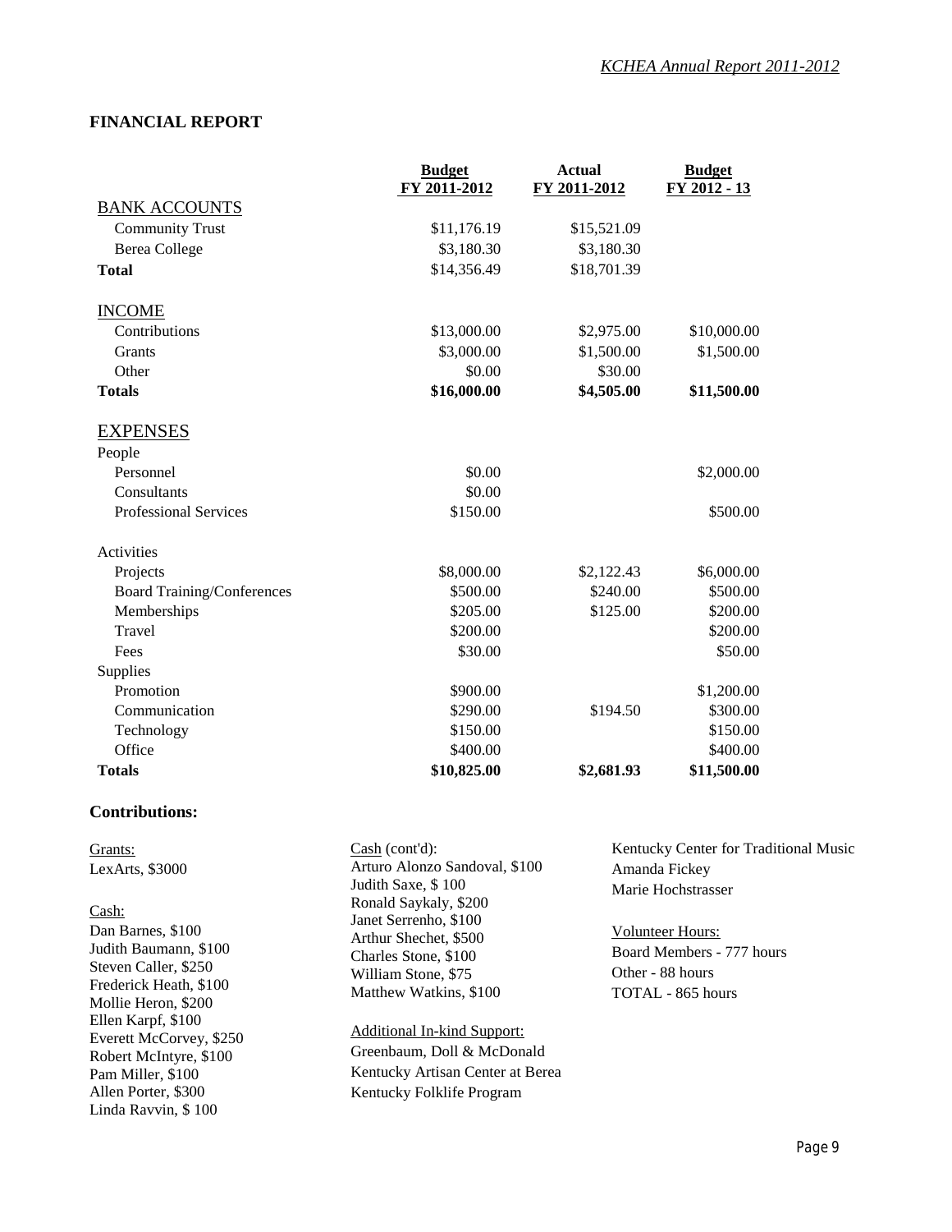## FINANCIAL REPORT

| | Budget FY 2011-2012 | Actual FY 2011-2012 | Budget FY 2012 - 13 |
|---|---|---|---|
| BANK ACCOUNTS | | | |
| Community Trust | $11,176.19 | $15,521.09 | |
| Berea College | $3,180.30 | $3,180.30 | |
| **Total** | $14,356.49 | $18,701.39 | |
| INCOME | | | |
| Contributions | $13,000.00 | $2,975.00 | $10,000.00 |
| Grants | $3,000.00 | $1,500.00 | $1,500.00 |
| Other | $0.00 | $30.00 | |
| **Totals** | **$16,000.00** | **$4,505.00** | **$11,500.00** |
| EXPENSES | | | |
| People | | | |
| Personnel | $0.00 | | $2,000.00 |
| Consultants | $0.00 | | |
| Professional Services | $150.00 | | $500.00 |
| Activities | | | |
| Projects | $8,000.00 | $2,122.43 | $6,000.00 |
| Board Training/Conferences | $500.00 | $240.00 | $500.00 |
| Memberships | $205.00 | $125.00 | $200.00 |
| Travel | $200.00 | | $200.00 |
| Fees | $30.00 | | $50.00 |
| Supplies | | | |
| Promotion | $900.00 | | $1,200.00 |
| Communication | $290.00 | $194.50 | $300.00 |
| Technology | $150.00 | | $150.00 |
| Office | $400.00 | | $400.00 |
| **Totals** | **$10,825.00** | **$2,681.93** | **$11,500.00** |

### Contributions:

Grants:
LexArts, $3000

Cash:
Dan Barnes, $100
Judith Baumann, $100
Steven Caller, $250
Frederick Heath, $100
Mollie Heron, $200
Ellen Karpf, $100
Everett McCorvey, $250
Robert McIntyre, $100
Pam Miller, $100
Allen Porter, $300
Linda Ravvin, $ 100

Cash (cont'd):
Arturo Alonzo Sandoval, $100
Judith Saxe, $ 100
Ronald Saykaly, $200
Janet Serrenho, $100
Arthur Shechet, $500
Charles Stone, $100
William Stone, $75
Matthew Watkins, $100

Additional In-kind Support:
Greenbaum, Doll & McDonald
Kentucky Artisan Center at Berea
Kentucky Folklife Program
Kentucky Center for Traditional Music
Amanda Fickey
Marie Hochstrasser

Volunteer Hours:
Board Members - 777 hours
Other - 88 hours
TOTAL - 865 hours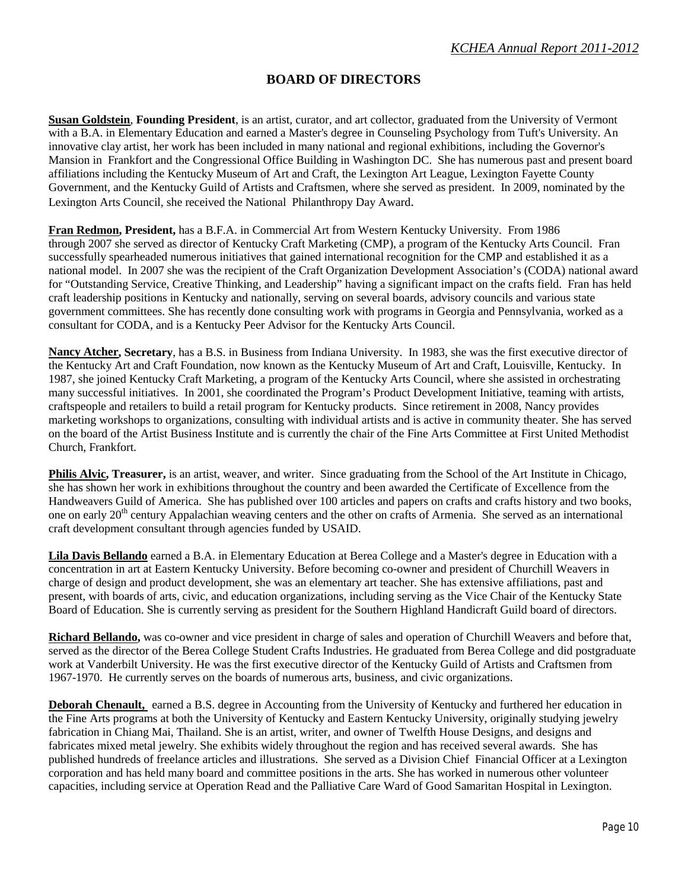## BOARD OF DIRECTORS

**Susan Goldstein**, **Founding President**, is an artist, curator, and art collector, graduated from the University of Vermont with a B.A. in Elementary Education and earned a Master's degree in Counseling Psychology from Tuft's University. An innovative clay artist, her work has been included in many national and regional exhibitions, including the Governor's Mansion in Frankfort and the Congressional Office Building in Washington DC. She has numerous past and present board affiliations including the Kentucky Museum of Art and Craft, the Lexington Art League, Lexington Fayette County Government, and the Kentucky Guild of Artists and Craftsmen, where she served as president. In 2009, nominated by the Lexington Arts Council, she received the National Philanthropy Day Award.

**Fran Redmon, President,** has a B.F.A. in Commercial Art from Western Kentucky University. From 1986 through 2007 she served as director of Kentucky Craft Marketing (CMP), a program of the Kentucky Arts Council. Fran successfully spearheaded numerous initiatives that gained international recognition for the CMP and established it as a national model. In 2007 she was the recipient of the Craft Organization Development Association's (CODA) national award for "Outstanding Service, Creative Thinking, and Leadership" having a significant impact on the crafts field. Fran has held craft leadership positions in Kentucky and nationally, serving on several boards, advisory councils and various state government committees. She has recently done consulting work with programs in Georgia and Pennsylvania, worked as a consultant for CODA, and is a Kentucky Peer Advisor for the Kentucky Arts Council.

**Nancy Atcher, Secretary**, has a B.S. in Business from Indiana University. In 1983, she was the first executive director of the Kentucky Art and Craft Foundation, now known as the Kentucky Museum of Art and Craft, Louisville, Kentucky. In 1987, she joined Kentucky Craft Marketing, a program of the Kentucky Arts Council, where she assisted in orchestrating many successful initiatives. In 2001, she coordinated the Program's Product Development Initiative, teaming with artists, craftspeople and retailers to build a retail program for Kentucky products. Since retirement in 2008, Nancy provides marketing workshops to organizations, consulting with individual artists and is active in community theater. She has served on the board of the Artist Business Institute and is currently the chair of the Fine Arts Committee at First United Methodist Church, Frankfort.

**Philis Alvic, Treasurer,** is an artist, weaver, and writer. Since graduating from the School of the Art Institute in Chicago, she has shown her work in exhibitions throughout the country and been awarded the Certificate of Excellence from the Handweavers Guild of America. She has published over 100 articles and papers on crafts and crafts history and two books, one on early 20th century Appalachian weaving centers and the other on crafts of Armenia. She served as an international craft development consultant through agencies funded by USAID.

**Lila Davis Bellando** earned a B.A. in Elementary Education at Berea College and a Master's degree in Education with a concentration in art at Eastern Kentucky University. Before becoming co-owner and president of Churchill Weavers in charge of design and product development, she was an elementary art teacher. She has extensive affiliations, past and present, with boards of arts, civic, and education organizations, including serving as the Vice Chair of the Kentucky State Board of Education. She is currently serving as president for the Southern Highland Handicraft Guild board of directors.

**Richard Bellando,** was co-owner and vice president in charge of sales and operation of Churchill Weavers and before that, served as the director of the Berea College Student Crafts Industries. He graduated from Berea College and did postgraduate work at Vanderbilt University. He was the first executive director of the Kentucky Guild of Artists and Craftsmen from 1967-1970. He currently serves on the boards of numerous arts, business, and civic organizations.

**Deborah Chenault,** earned a B.S. degree in Accounting from the University of Kentucky and furthered her education in the Fine Arts programs at both the University of Kentucky and Eastern Kentucky University, originally studying jewelry fabrication in Chiang Mai, Thailand. She is an artist, writer, and owner of Twelfth House Designs, and designs and fabricates mixed metal jewelry. She exhibits widely throughout the region and has received several awards. She has published hundreds of freelance articles and illustrations. She served as a Division Chief Financial Officer at a Lexington corporation and has held many board and committee positions in the arts. She has worked in numerous other volunteer capacities, including service at Operation Read and the Palliative Care Ward of Good Samaritan Hospital in Lexington.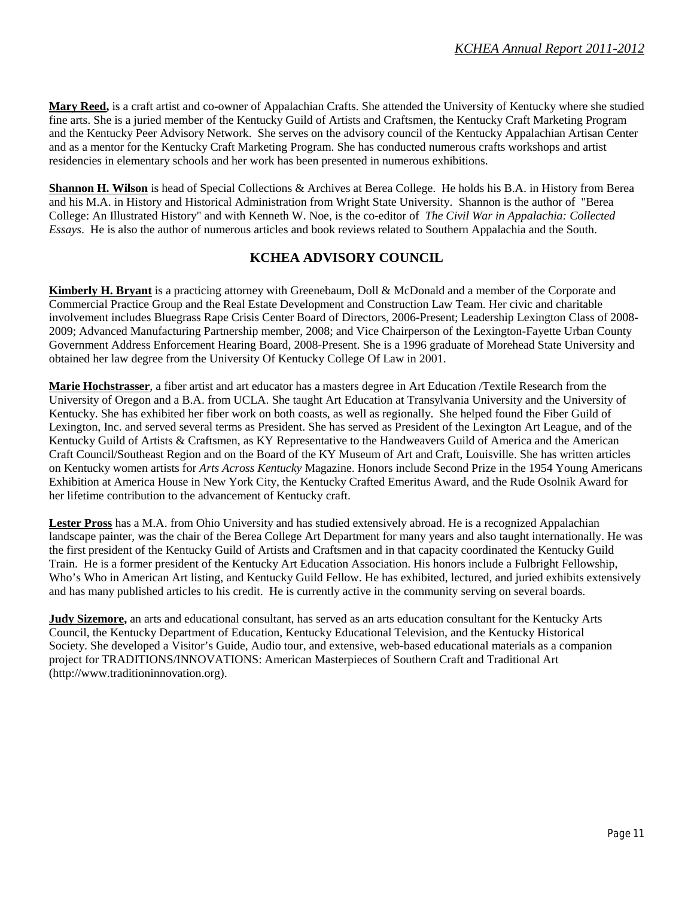**Mary Reed,** is a craft artist and co-owner of Appalachian Crafts. She attended the University of Kentucky where she studied fine arts. She is a juried member of the Kentucky Guild of Artists and Craftsmen, the Kentucky Craft Marketing Program and the Kentucky Peer Advisory Network. She serves on the advisory council of the Kentucky Appalachian Artisan Center and as a mentor for the Kentucky Craft Marketing Program. She has conducted numerous crafts workshops and artist residencies in elementary schools and her work has been presented in numerous exhibitions.

**Shannon H. Wilson** is head of Special Collections & Archives at Berea College. He holds his B.A. in History from Berea and his M.A. in History and Historical Administration from Wright State University. Shannon is the author of "Berea College: An Illustrated History" and with Kenneth W. Noe, is the co-editor of *The Civil War in Appalachia: Collected Essays*. He is also the author of numerous articles and book reviews related to Southern Appalachia and the South.

## KCHEA ADVISORY COUNCIL

**Kimberly H. Bryant** is a practicing attorney with Greenebaum, Doll & McDonald and a member of the Corporate and Commercial Practice Group and the Real Estate Development and Construction Law Team. Her civic and charitable involvement includes Bluegrass Rape Crisis Center Board of Directors, 2006-Present; Leadership Lexington Class of 2008-2009; Advanced Manufacturing Partnership member, 2008; and Vice Chairperson of the Lexington-Fayette Urban County Government Address Enforcement Hearing Board, 2008-Present. She is a 1996 graduate of Morehead State University and obtained her law degree from the University Of Kentucky College Of Law in 2001.

**Marie Hochstrasser**, a fiber artist and art educator has a masters degree in Art Education /Textile Research from the University of Oregon and a B.A. from UCLA. She taught Art Education at Transylvania University and the University of Kentucky. She has exhibited her fiber work on both coasts, as well as regionally. She helped found the Fiber Guild of Lexington, Inc. and served several terms as President. She has served as President of the Lexington Art League, and of the Kentucky Guild of Artists & Craftsmen, as KY Representative to the Handweavers Guild of America and the American Craft Council/Southeast Region and on the Board of the KY Museum of Art and Craft, Louisville. She has written articles on Kentucky women artists for *Arts Across Kentucky* Magazine. Honors include Second Prize in the 1954 Young Americans Exhibition at America House in New York City, the Kentucky Crafted Emeritus Award, and the Rude Osolnik Award for her lifetime contribution to the advancement of Kentucky craft.

**Lester Pross** has a M.A. from Ohio University and has studied extensively abroad. He is a recognized Appalachian landscape painter, was the chair of the Berea College Art Department for many years and also taught internationally. He was the first president of the Kentucky Guild of Artists and Craftsmen and in that capacity coordinated the Kentucky Guild Train. He is a former president of the Kentucky Art Education Association. His honors include a Fulbright Fellowship, Who's Who in American Art listing, and Kentucky Guild Fellow. He has exhibited, lectured, and juried exhibits extensively and has many published articles to his credit. He is currently active in the community serving on several boards.

**Judy Sizemore,** an arts and educational consultant, has served as an arts education consultant for the Kentucky Arts Council, the Kentucky Department of Education, Kentucky Educational Television, and the Kentucky Historical Society. She developed a Visitor's Guide, Audio tour, and extensive, web-based educational materials as a companion project for TRADITIONS/INNOVATIONS: American Masterpieces of Southern Craft and Traditional Art (http://www.traditioninnovation.org).